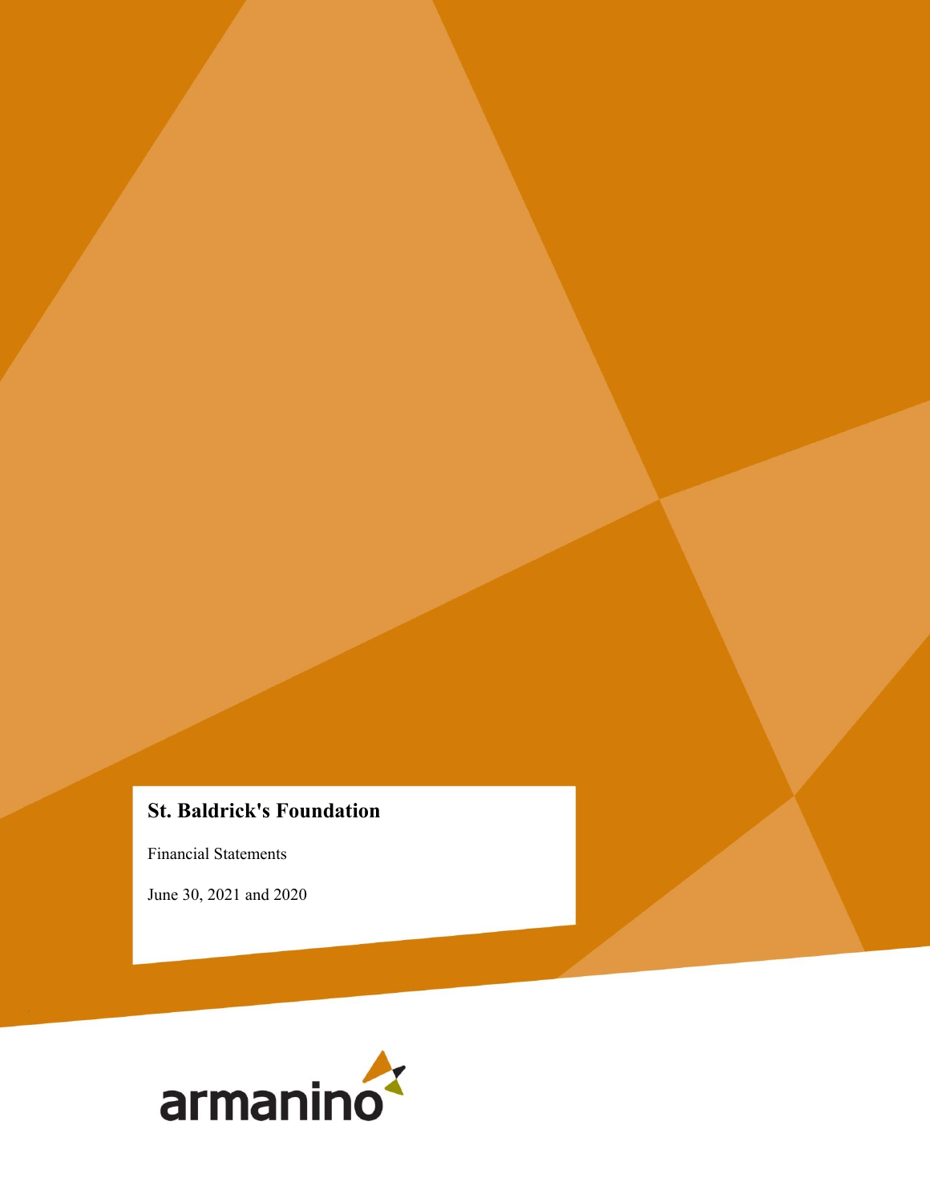# St. Baldrick's Foundation

Financial Statements

June 30, 2021 and 2020

armanino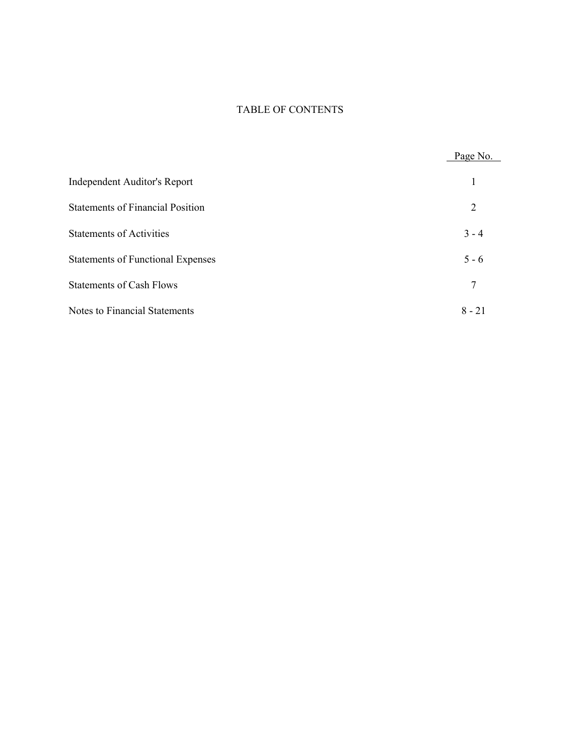# TABLE OF CONTENTS

| | Page No. |
|---|---|
| Independent Auditor's Report | 1 |
| Statements of Financial Position | 2 |
| Statements of Activities | 3 - 4 |
| Statements of Functional Expenses | 5 - 6 |
| Statements of Cash Flows | 7 |
| Notes to Financial Statements | 8 - 21 |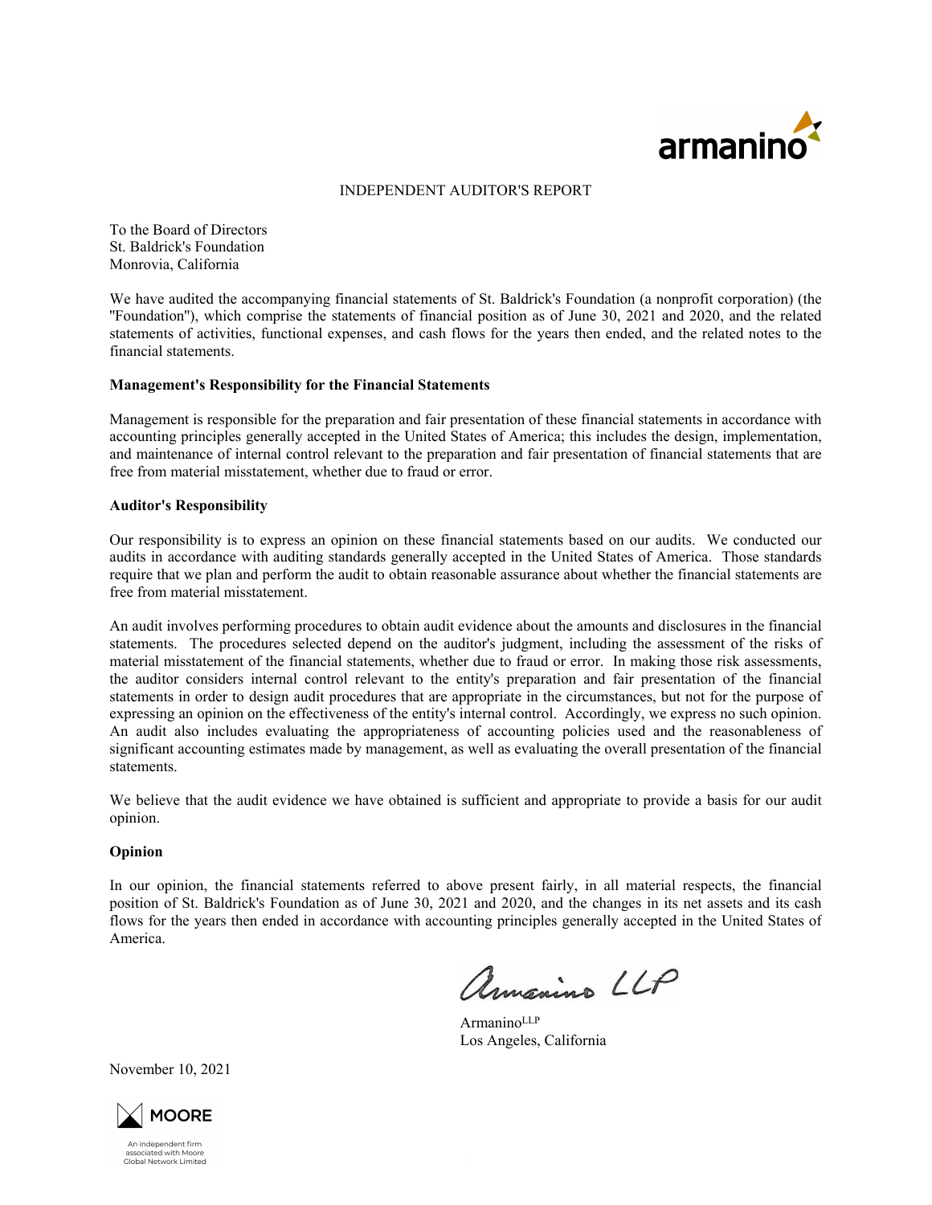armanino

INDEPENDENT AUDITOR'S REPORT

To the Board of Directors
St. Baldrick's Foundation
Monrovia, California

We have audited the accompanying financial statements of St. Baldrick's Foundation (a nonprofit corporation) (the "Foundation"), which comprise the statements of financial position as of June 30, 2021 and 2020, and the related statements of activities, functional expenses, and cash flows for the years then ended, and the related notes to the financial statements.

**Management's Responsibility for the Financial Statements**

Management is responsible for the preparation and fair presentation of these financial statements in accordance with accounting principles generally accepted in the United States of America; this includes the design, implementation, and maintenance of internal control relevant to the preparation and fair presentation of financial statements that are free from material misstatement, whether due to fraud or error.

**Auditor's Responsibility**

Our responsibility is to express an opinion on these financial statements based on our audits. We conducted our audits in accordance with auditing standards generally accepted in the United States of America. Those standards require that we plan and perform the audit to obtain reasonable assurance about whether the financial statements are free from material misstatement.

An audit involves performing procedures to obtain audit evidence about the amounts and disclosures in the financial statements. The procedures selected depend on the auditor's judgment, including the assessment of the risks of material misstatement of the financial statements, whether due to fraud or error. In making those risk assessments, the auditor considers internal control relevant to the entity's preparation and fair presentation of the financial statements in order to design audit procedures that are appropriate in the circumstances, but not for the purpose of expressing an opinion on the effectiveness of the entity's internal control. Accordingly, we express no such opinion. An audit also includes evaluating the appropriateness of accounting policies used and the reasonableness of significant accounting estimates made by management, as well as evaluating the overall presentation of the financial statements.

We believe that the audit evidence we have obtained is sufficient and appropriate to provide a basis for our audit opinion.

**Opinion**

In our opinion, the financial statements referred to above present fairly, in all material respects, the financial position of St. Baldrick's Foundation as of June 30, 2021 and 2020, and the changes in its net assets and its cash flows for the years then ended in accordance with accounting principles generally accepted in the United States of America.

Armanino LLP

Armanino LLP
Los Angeles, California

November 10, 2021

MOORE

An independent firm associated with Moore Global Network Limited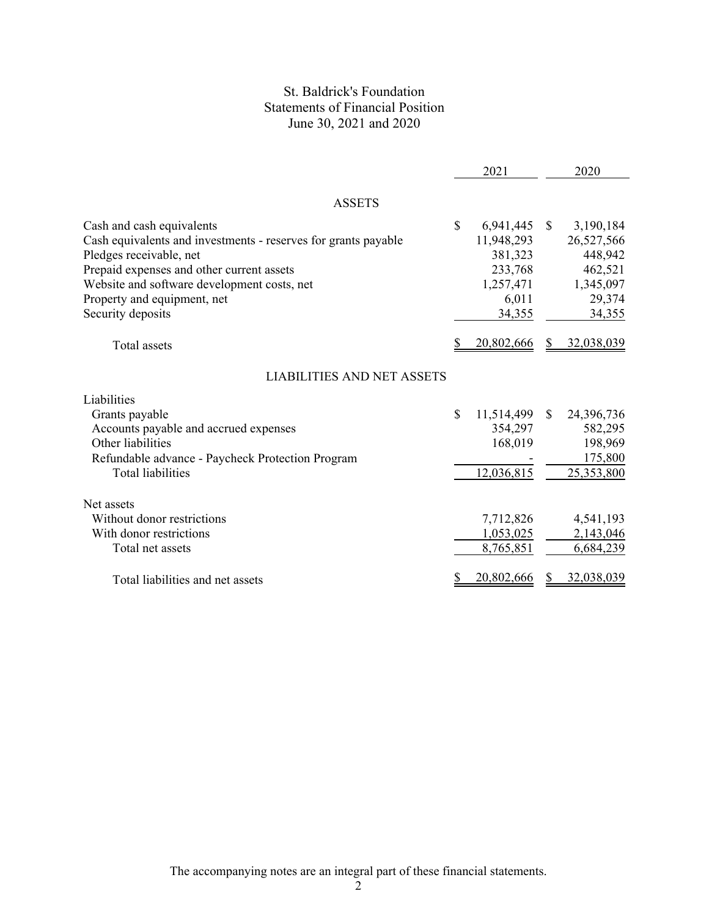# St. Baldrick's Foundation
## Statements of Financial Position
### June 30, 2021 and 2020

| | 2021 | 2020 |
|---|---|---|
| **ASSETS** | | |
| Cash and cash equivalents | $ 6,941,445 | $ 3,190,184 |
| Cash equivalents and investments - reserves for grants payable | 11,948,293 | 26,527,566 |
| Pledges receivable, net | 381,323 | 448,942 |
| Prepaid expenses and other current assets | 233,768 | 462,521 |
| Website and software development costs, net | 1,257,471 | 1,345,097 |
| Property and equipment, net | 6,011 | 29,374 |
| Security deposits | 34,355 | 34,355 |
| Total assets | $ 20,802,666 | $ 32,038,039 |
| **LIABILITIES AND NET ASSETS** | | |
| Liabilities | | |
| Grants payable | $ 11,514,499 | $ 24,396,736 |
| Accounts payable and accrued expenses | 354,297 | 582,295 |
| Other liabilities | 168,019 | 198,969 |
| Refundable advance - Paycheck Protection Program | - | 175,800 |
| Total liabilities | 12,036,815 | 25,353,800 |
| Net assets | | |
| Without donor restrictions | 7,712,826 | 4,541,193 |
| With donor restrictions | 1,053,025 | 2,143,046 |
| Total net assets | 8,765,851 | 6,684,239 |
| Total liabilities and net assets | $ 20,802,666 | $ 32,038,039 |

The accompanying notes are an integral part of these financial statements.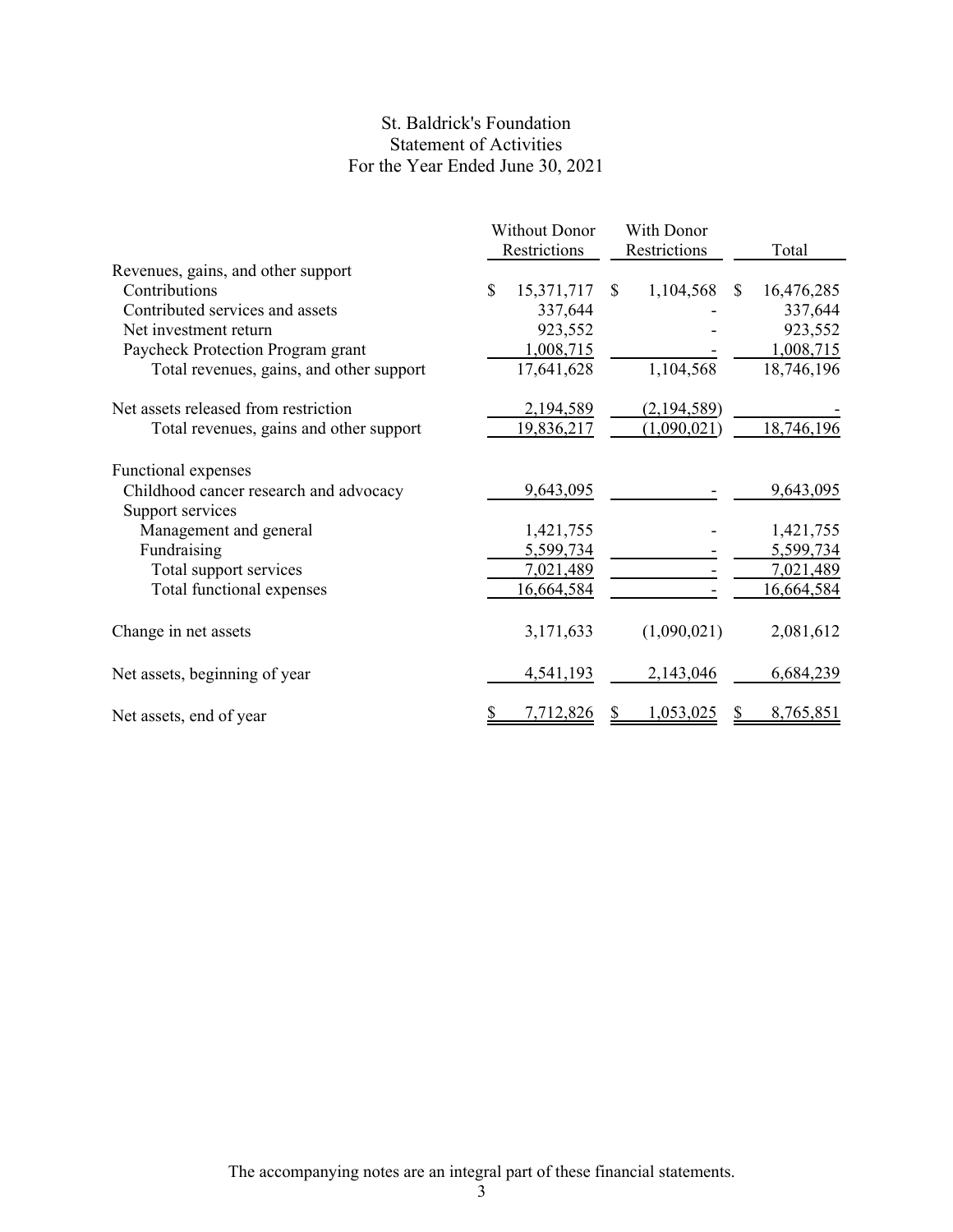# St. Baldrick's Foundation
## Statement of Activities
### For the Year Ended June 30, 2021

| | Without Donor Restrictions | With Donor Restrictions | Total |
|---|---|---|---|
| Revenues, gains, and other support | | | |
| Contributions | $ 15,371,717 | $ 1,104,568 | $ 16,476,285 |
| Contributed services and assets | 337,644 | - | 337,644 |
| Net investment return | 923,552 | - | 923,552 |
| Paycheck Protection Program grant | 1,008,715 | - | 1,008,715 |
| Total revenues, gains, and other support | 17,641,628 | 1,104,568 | 18,746,196 |
| Net assets released from restriction | 2,194,589 | (2,194,589) | - |
| Total revenues, gains and other support | 19,836,217 | (1,090,021) | 18,746,196 |
| Functional expenses | | | |
| Childhood cancer research and advocacy | 9,643,095 | - | 9,643,095 |
| Support services | | | |
| Management and general | 1,421,755 | - | 1,421,755 |
| Fundraising | 5,599,734 | - | 5,599,734 |
| Total support services | 7,021,489 | - | 7,021,489 |
| Total functional expenses | 16,664,584 | - | 16,664,584 |
| Change in net assets | 3,171,633 | (1,090,021) | 2,081,612 |
| Net assets, beginning of year | 4,541,193 | 2,143,046 | 6,684,239 |
| Net assets, end of year | $ 7,712,826 | $ 1,053,025 | $ 8,765,851 |

The accompanying notes are an integral part of these financial statements.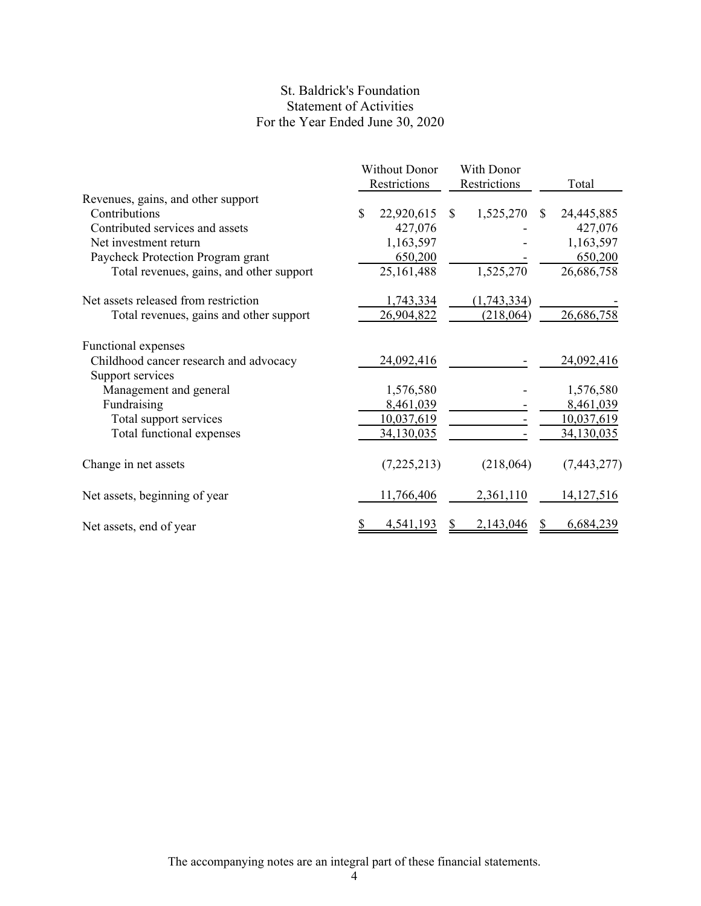# St. Baldrick's Foundation
## Statement of Activities
### For the Year Ended June 30, 2020

| | Without Donor Restrictions | With Donor Restrictions | Total |
|---|---|---|---|
| Revenues, gains, and other support | | | |
| Contributions | $ 22,920,615 | $ 1,525,270 | $ 24,445,885 |
| Contributed services and assets | 427,076 | - | 427,076 |
| Net investment return | 1,163,597 | - | 1,163,597 |
| Paycheck Protection Program grant | 650,200 | - | 650,200 |
| Total revenues, gains, and other support | 25,161,488 | 1,525,270 | 26,686,758 |
| Net assets released from restriction | 1,743,334 | (1,743,334) | - |
| Total revenues, gains and other support | 26,904,822 | (218,064) | 26,686,758 |
| Functional expenses | | | |
| Childhood cancer research and advocacy | 24,092,416 | - | 24,092,416 |
| Support services | | | |
| Management and general | 1,576,580 | - | 1,576,580 |
| Fundraising | 8,461,039 | - | 8,461,039 |
| Total support services | 10,037,619 | - | 10,037,619 |
| Total functional expenses | 34,130,035 | - | 34,130,035 |
| Change in net assets | (7,225,213) | (218,064) | (7,443,277) |
| Net assets, beginning of year | 11,766,406 | 2,361,110 | 14,127,516 |
| Net assets, end of year | $ 4,541,193 | $ 2,143,046 | $ 6,684,239 |

The accompanying notes are an integral part of these financial statements.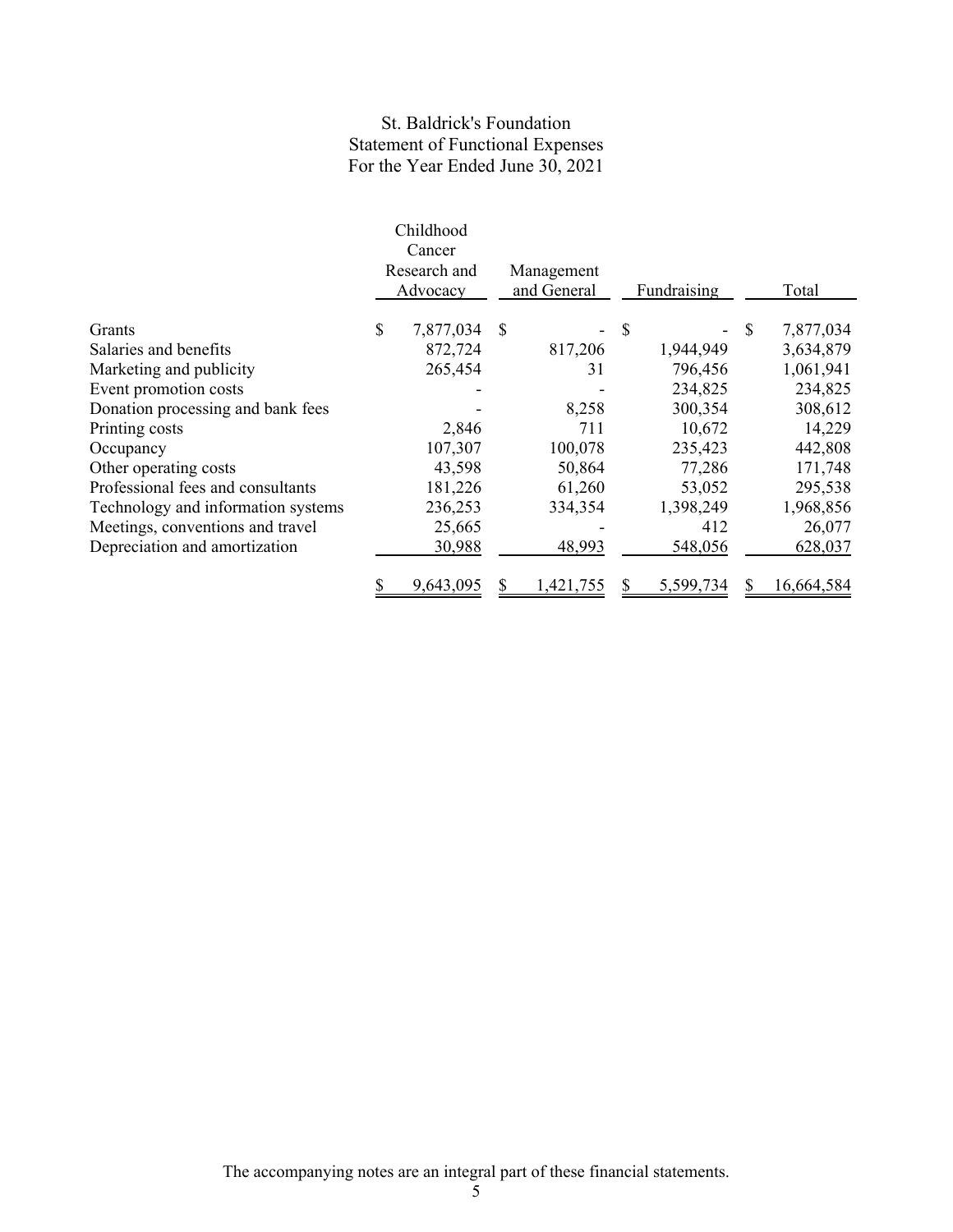# St. Baldrick's Foundation
## Statement of Functional Expenses
### For the Year Ended June 30, 2021

| | Childhood Cancer Research and Advocacy | Management and General | Fundraising | Total |
|---|---|---|---|---|
| Grants | $ 7,877,034 | $ - | $ - | $ 7,877,034 |
| Salaries and benefits | 872,724 | 817,206 | 1,944,949 | 3,634,879 |
| Marketing and publicity | 265,454 | 31 | 796,456 | 1,061,941 |
| Event promotion costs | - | - | 234,825 | 234,825 |
| Donation processing and bank fees | - | 8,258 | 300,354 | 308,612 |
| Printing costs | 2,846 | 711 | 10,672 | 14,229 |
| Occupancy | 107,307 | 100,078 | 235,423 | 442,808 |
| Other operating costs | 43,598 | 50,864 | 77,286 | 171,748 |
| Professional fees and consultants | 181,226 | 61,260 | 53,052 | 295,538 |
| Technology and information systems | 236,253 | 334,354 | 1,398,249 | 1,968,856 |
| Meetings, conventions and travel | 25,665 | - | 412 | 26,077 |
| Depreciation and amortization | 30,988 | 48,993 | 548,056 | 628,037 |
| | $ 9,643,095 | $ 1,421,755 | $ 5,599,734 | $ 16,664,584 |

The accompanying notes are an integral part of these financial statements.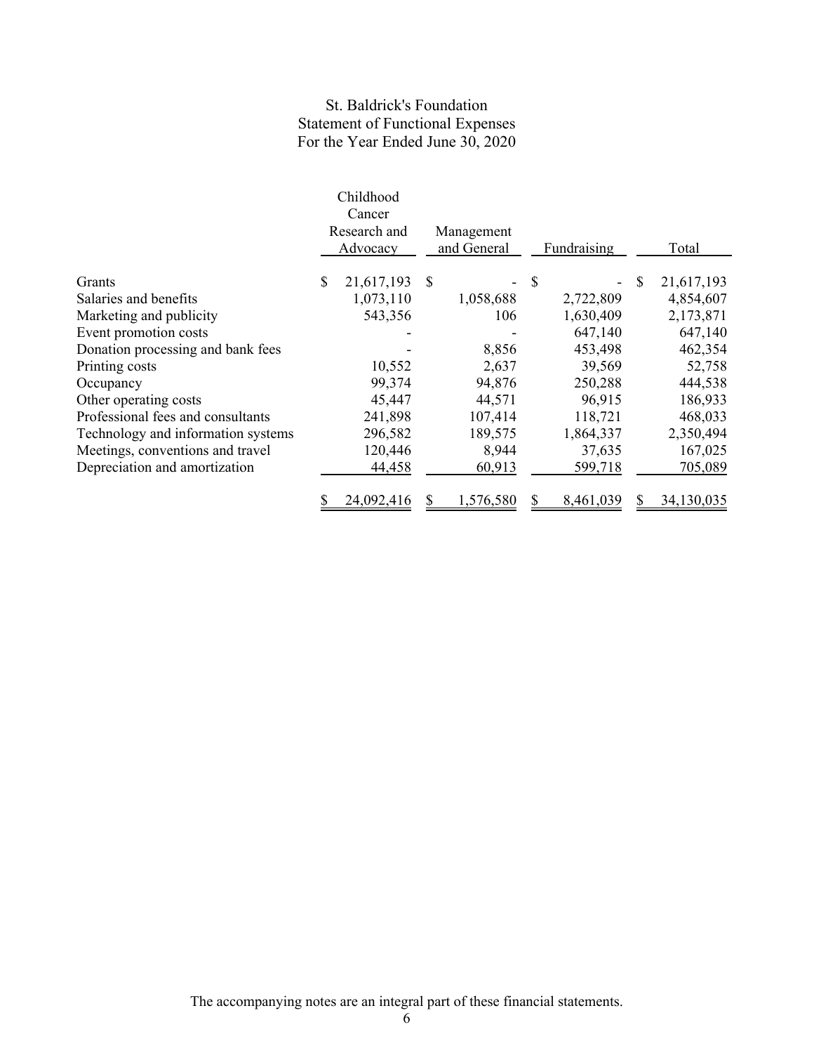# St. Baldrick's Foundation
## Statement of Functional Expenses
### For the Year Ended June 30, 2020

| | Childhood Cancer Research and Advocacy | Management and General | Fundraising | Total |
|---|---|---|---|---|
| Grants | $ 21,617,193 | $ - | $ - | $ 21,617,193 |
| Salaries and benefits | 1,073,110 | 1,058,688 | 2,722,809 | 4,854,607 |
| Marketing and publicity | 543,356 | 106 | 1,630,409 | 2,173,871 |
| Event promotion costs | - | - | 647,140 | 647,140 |
| Donation processing and bank fees | - | 8,856 | 453,498 | 462,354 |
| Printing costs | 10,552 | 2,637 | 39,569 | 52,758 |
| Occupancy | 99,374 | 94,876 | 250,288 | 444,538 |
| Other operating costs | 45,447 | 44,571 | 96,915 | 186,933 |
| Professional fees and consultants | 241,898 | 107,414 | 118,721 | 468,033 |
| Technology and information systems | 296,582 | 189,575 | 1,864,337 | 2,350,494 |
| Meetings, conventions and travel | 120,446 | 8,944 | 37,635 | 167,025 |
| Depreciation and amortization | 44,458 | 60,913 | 599,718 | 705,089 |
| | $ 24,092,416 | $ 1,576,580 | $ 8,461,039 | $ 34,130,035 |

The accompanying notes are an integral part of these financial statements.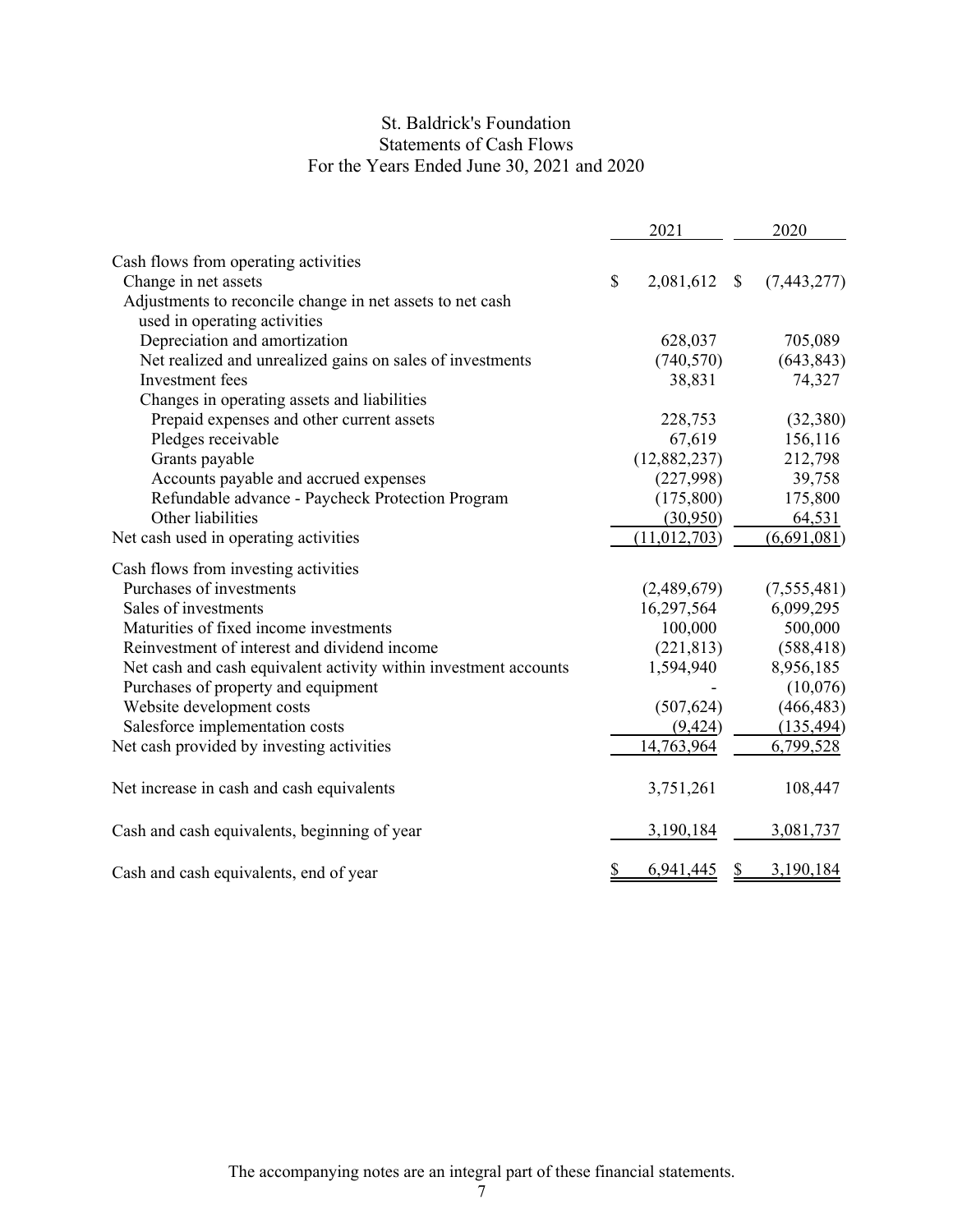# St. Baldrick's Foundation
## Statements of Cash Flows
### For the Years Ended June 30, 2021 and 2020

| | 2021 | 2020 |
|---|---|---|
| Cash flows from operating activities | | |
| Change in net assets | $ 2,081,612 | $ (7,443,277) |
| Adjustments to reconcile change in net assets to net cash used in operating activities | | |
| Depreciation and amortization | 628,037 | 705,089 |
| Net realized and unrealized gains on sales of investments | (740,570) | (643,843) |
| Investment fees | 38,831 | 74,327 |
| Changes in operating assets and liabilities | | |
| Prepaid expenses and other current assets | 228,753 | (32,380) |
| Pledges receivable | 67,619 | 156,116 |
| Grants payable | (12,882,237) | 212,798 |
| Accounts payable and accrued expenses | (227,998) | 39,758 |
| Refundable advance - Paycheck Protection Program | (175,800) | 175,800 |
| Other liabilities | (30,950) | 64,531 |
| Net cash used in operating activities | (11,012,703) | (6,691,081) |
| Cash flows from investing activities | | |
| Purchases of investments | (2,489,679) | (7,555,481) |
| Sales of investments | 16,297,564 | 6,099,295 |
| Maturities of fixed income investments | 100,000 | 500,000 |
| Reinvestment of interest and dividend income | (221,813) | (588,418) |
| Net cash and cash equivalent activity within investment accounts | 1,594,940 | 8,956,185 |
| Purchases of property and equipment | - | (10,076) |
| Website development costs | (507,624) | (466,483) |
| Salesforce implementation costs | (9,424) | (135,494) |
| Net cash provided by investing activities | 14,763,964 | 6,799,528 |
| Net increase in cash and cash equivalents | 3,751,261 | 108,447 |
| Cash and cash equivalents, beginning of year | 3,190,184 | 3,081,737 |
| Cash and cash equivalents, end of year | $ 6,941,445 | $ 3,190,184 |

The accompanying notes are an integral part of these financial statements.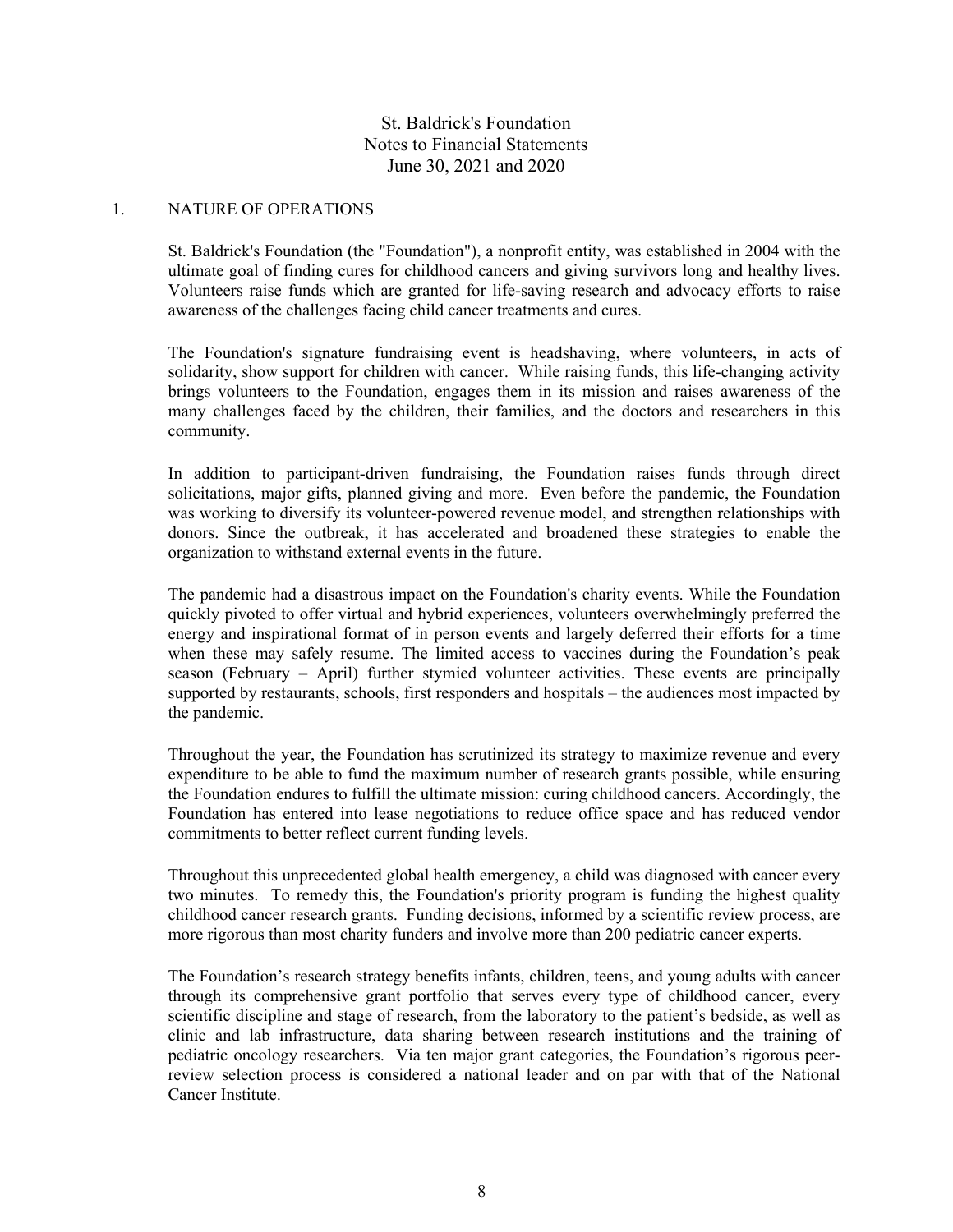# St. Baldrick's Foundation
## Notes to Financial Statements
### June 30, 2021 and 2020

## 1. NATURE OF OPERATIONS

St. Baldrick's Foundation (the "Foundation"), a nonprofit entity, was established in 2004 with the ultimate goal of finding cures for childhood cancers and giving survivors long and healthy lives. Volunteers raise funds which are granted for life-saving research and advocacy efforts to raise awareness of the challenges facing child cancer treatments and cures.

The Foundation's signature fundraising event is headshaving, where volunteers, in acts of solidarity, show support for children with cancer. While raising funds, this life-changing activity brings volunteers to the Foundation, engages them in its mission and raises awareness of the many challenges faced by the children, their families, and the doctors and researchers in this community.

In addition to participant-driven fundraising, the Foundation raises funds through direct solicitations, major gifts, planned giving and more. Even before the pandemic, the Foundation was working to diversify its volunteer-powered revenue model, and strengthen relationships with donors. Since the outbreak, it has accelerated and broadened these strategies to enable the organization to withstand external events in the future.

The pandemic had a disastrous impact on the Foundation's charity events. While the Foundation quickly pivoted to offer virtual and hybrid experiences, volunteers overwhelmingly preferred the energy and inspirational format of in person events and largely deferred their efforts for a time when these may safely resume. The limited access to vaccines during the Foundation's peak season (February – April) further stymied volunteer activities. These events are principally supported by restaurants, schools, first responders and hospitals – the audiences most impacted by the pandemic.

Throughout the year, the Foundation has scrutinized its strategy to maximize revenue and every expenditure to be able to fund the maximum number of research grants possible, while ensuring the Foundation endures to fulfill the ultimate mission: curing childhood cancers. Accordingly, the Foundation has entered into lease negotiations to reduce office space and has reduced vendor commitments to better reflect current funding levels.

Throughout this unprecedented global health emergency, a child was diagnosed with cancer every two minutes. To remedy this, the Foundation's priority program is funding the highest quality childhood cancer research grants. Funding decisions, informed by a scientific review process, are more rigorous than most charity funders and involve more than 200 pediatric cancer experts.

The Foundation's research strategy benefits infants, children, teens, and young adults with cancer through its comprehensive grant portfolio that serves every type of childhood cancer, every scientific discipline and stage of research, from the laboratory to the patient's bedside, as well as clinic and lab infrastructure, data sharing between research institutions and the training of pediatric oncology researchers. Via ten major grant categories, the Foundation's rigorous peer-review selection process is considered a national leader and on par with that of the National Cancer Institute.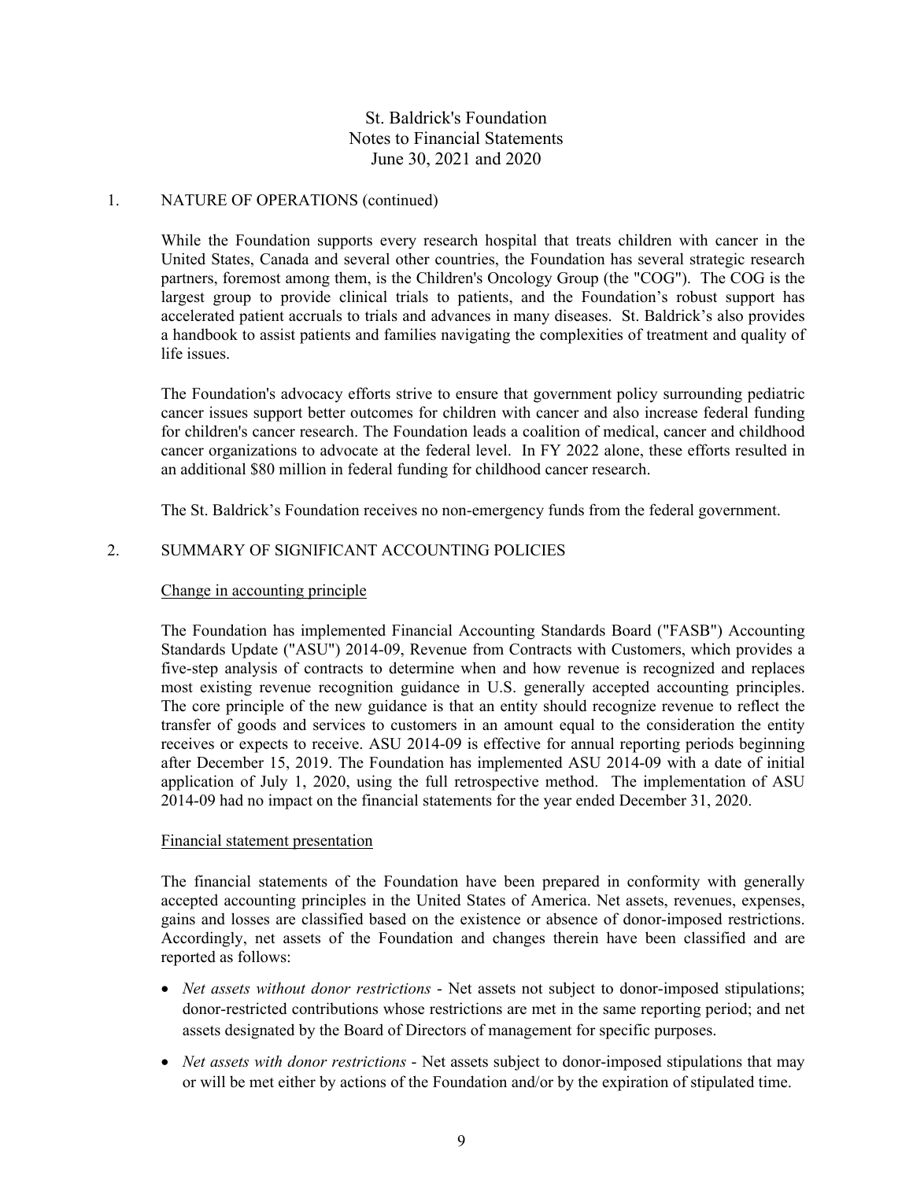## 1. NATURE OF OPERATIONS (continued)

While the Foundation supports every research hospital that treats children with cancer in the United States, Canada and several other countries, the Foundation has several strategic research partners, foremost among them, is the Children's Oncology Group (the "COG"). The COG is the largest group to provide clinical trials to patients, and the Foundation's robust support has accelerated patient accruals to trials and advances in many diseases. St. Baldrick's also provides a handbook to assist patients and families navigating the complexities of treatment and quality of life issues.

The Foundation's advocacy efforts strive to ensure that government policy surrounding pediatric cancer issues support better outcomes for children with cancer and also increase federal funding for children's cancer research. The Foundation leads a coalition of medical, cancer and childhood cancer organizations to advocate at the federal level. In FY 2022 alone, these efforts resulted in an additional $80 million in federal funding for childhood cancer research.

The St. Baldrick's Foundation receives no non-emergency funds from the federal government.

## 2. SUMMARY OF SIGNIFICANT ACCOUNTING POLICIES

### Change in accounting principle

The Foundation has implemented Financial Accounting Standards Board ("FASB") Accounting Standards Update ("ASU") 2014-09, Revenue from Contracts with Customers, which provides a five-step analysis of contracts to determine when and how revenue is recognized and replaces most existing revenue recognition guidance in U.S. generally accepted accounting principles. The core principle of the new guidance is that an entity should recognize revenue to reflect the transfer of goods and services to customers in an amount equal to the consideration the entity receives or expects to receive. ASU 2014-09 is effective for annual reporting periods beginning after December 15, 2019. The Foundation has implemented ASU 2014-09 with a date of initial application of July 1, 2020, using the full retrospective method. The implementation of ASU 2014-09 had no impact on the financial statements for the year ended December 31, 2020.

### Financial statement presentation

The financial statements of the Foundation have been prepared in conformity with generally accepted accounting principles in the United States of America. Net assets, revenues, expenses, gains and losses are classified based on the existence or absence of donor-imposed restrictions. Accordingly, net assets of the Foundation and changes therein have been classified and are reported as follows:

- *Net assets without donor restrictions* - Net assets not subject to donor-imposed stipulations; donor-restricted contributions whose restrictions are met in the same reporting period; and net assets designated by the Board of Directors of management for specific purposes.
- *Net assets with donor restrictions* - Net assets subject to donor-imposed stipulations that may or will be met either by actions of the Foundation and/or by the expiration of stipulated time.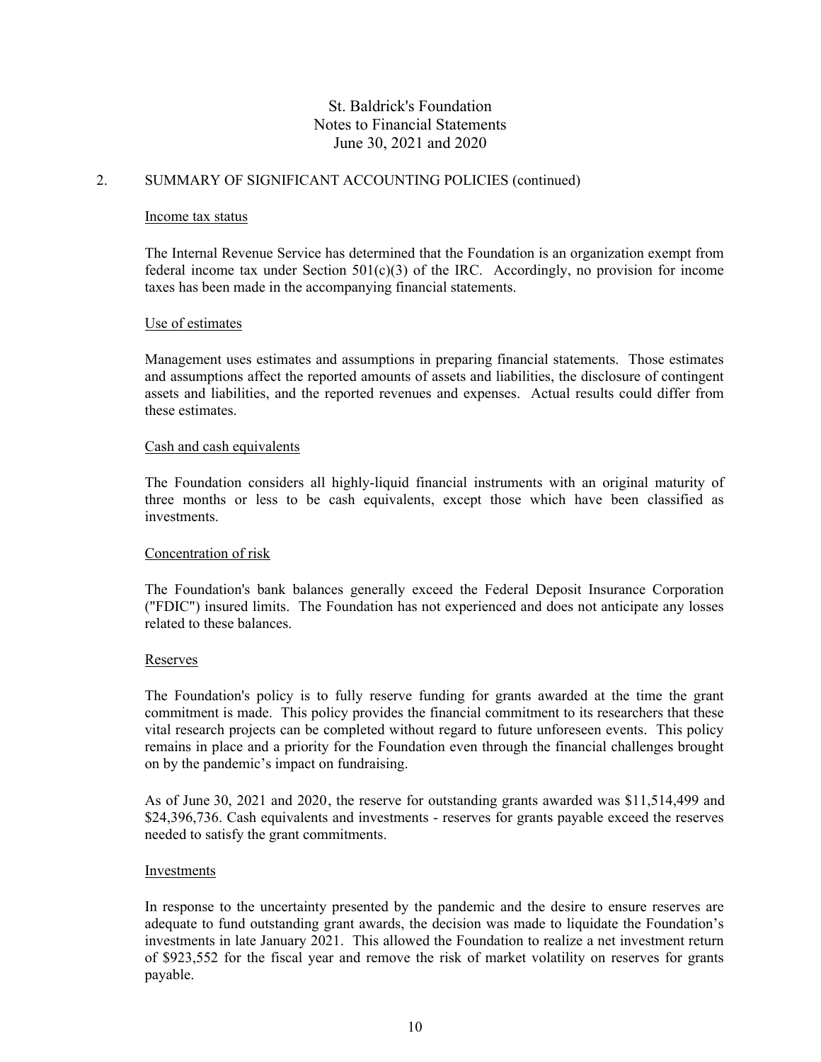## 2. SUMMARY OF SIGNIFICANT ACCOUNTING POLICIES (continued)

### Income tax status

The Internal Revenue Service has determined that the Foundation is an organization exempt from federal income tax under Section 501(c)(3) of the IRC. Accordingly, no provision for income taxes has been made in the accompanying financial statements.

### Use of estimates

Management uses estimates and assumptions in preparing financial statements. Those estimates and assumptions affect the reported amounts of assets and liabilities, the disclosure of contingent assets and liabilities, and the reported revenues and expenses. Actual results could differ from these estimates.

### Cash and cash equivalents

The Foundation considers all highly-liquid financial instruments with an original maturity of three months or less to be cash equivalents, except those which have been classified as investments.

### Concentration of risk

The Foundation's bank balances generally exceed the Federal Deposit Insurance Corporation ("FDIC") insured limits. The Foundation has not experienced and does not anticipate any losses related to these balances.

### Reserves

The Foundation's policy is to fully reserve funding for grants awarded at the time the grant commitment is made. This policy provides the financial commitment to its researchers that these vital research projects can be completed without regard to future unforeseen events. This policy remains in place and a priority for the Foundation even through the financial challenges brought on by the pandemic's impact on fundraising.

As of June 30, 2021 and 2020, the reserve for outstanding grants awarded was $11,514,499 and $24,396,736. Cash equivalents and investments - reserves for grants payable exceed the reserves needed to satisfy the grant commitments.

### Investments

In response to the uncertainty presented by the pandemic and the desire to ensure reserves are adequate to fund outstanding grant awards, the decision was made to liquidate the Foundation's investments in late January 2021. This allowed the Foundation to realize a net investment return of $923,552 for the fiscal year and remove the risk of market volatility on reserves for grants payable.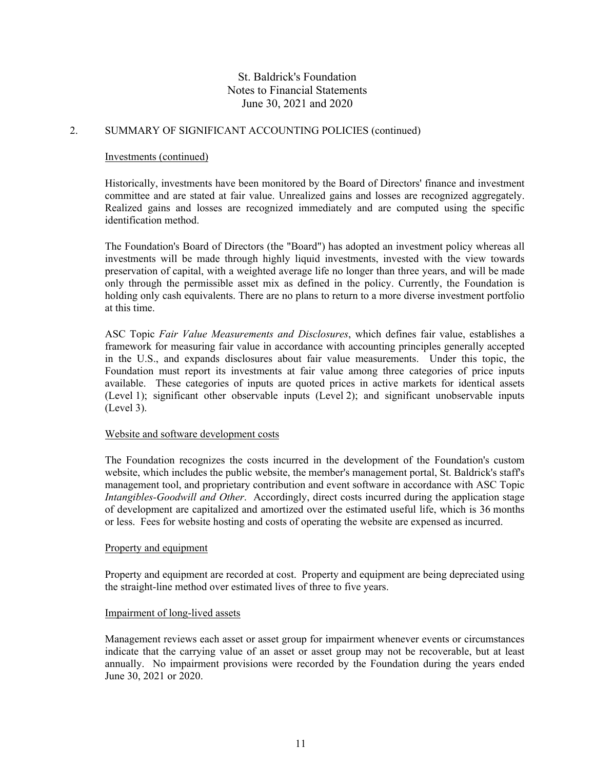## 2. SUMMARY OF SIGNIFICANT ACCOUNTING POLICIES (continued)

### Investments (continued)

Historically, investments have been monitored by the Board of Directors' finance and investment committee and are stated at fair value. Unrealized gains and losses are recognized aggregately. Realized gains and losses are recognized immediately and are computed using the specific identification method.

The Foundation's Board of Directors (the "Board") has adopted an investment policy whereas all investments will be made through highly liquid investments, invested with the view towards preservation of capital, with a weighted average life no longer than three years, and will be made only through the permissible asset mix as defined in the policy. Currently, the Foundation is holding only cash equivalents. There are no plans to return to a more diverse investment portfolio at this time.

ASC Topic *Fair Value Measurements and Disclosures*, which defines fair value, establishes a framework for measuring fair value in accordance with accounting principles generally accepted in the U.S., and expands disclosures about fair value measurements. Under this topic, the Foundation must report its investments at fair value among three categories of price inputs available. These categories of inputs are quoted prices in active markets for identical assets (Level 1); significant other observable inputs (Level 2); and significant unobservable inputs (Level 3).

### Website and software development costs

The Foundation recognizes the costs incurred in the development of the Foundation's custom website, which includes the public website, the member's management portal, St. Baldrick's staff's management tool, and proprietary contribution and event software in accordance with ASC Topic *Intangibles-Goodwill and Other*. Accordingly, direct costs incurred during the application stage of development are capitalized and amortized over the estimated useful life, which is 36 months or less. Fees for website hosting and costs of operating the website are expensed as incurred.

### Property and equipment

Property and equipment are recorded at cost. Property and equipment are being depreciated using the straight-line method over estimated lives of three to five years.

### Impairment of long-lived assets

Management reviews each asset or asset group for impairment whenever events or circumstances indicate that the carrying value of an asset or asset group may not be recoverable, but at least annually. No impairment provisions were recorded by the Foundation during the years ended June 30, 2021 or 2020.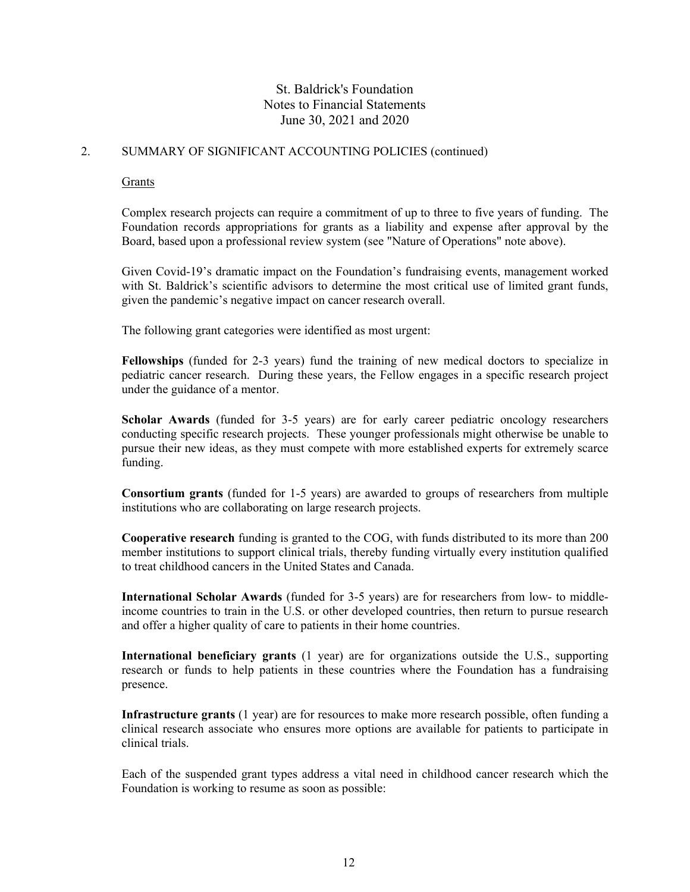## 2. SUMMARY OF SIGNIFICANT ACCOUNTING POLICIES (continued)

### Grants

Complex research projects can require a commitment of up to three to five years of funding. The Foundation records appropriations for grants as a liability and expense after approval by the Board, based upon a professional review system (see "Nature of Operations" note above).

Given Covid-19's dramatic impact on the Foundation's fundraising events, management worked with St. Baldrick's scientific advisors to determine the most critical use of limited grant funds, given the pandemic's negative impact on cancer research overall.

The following grant categories were identified as most urgent:

**Fellowships** (funded for 2-3 years) fund the training of new medical doctors to specialize in pediatric cancer research. During these years, the Fellow engages in a specific research project under the guidance of a mentor.

**Scholar Awards** (funded for 3-5 years) are for early career pediatric oncology researchers conducting specific research projects. These younger professionals might otherwise be unable to pursue their new ideas, as they must compete with more established experts for extremely scarce funding.

**Consortium grants** (funded for 1-5 years) are awarded to groups of researchers from multiple institutions who are collaborating on large research projects.

**Cooperative research** funding is granted to the COG, with funds distributed to its more than 200 member institutions to support clinical trials, thereby funding virtually every institution qualified to treat childhood cancers in the United States and Canada.

**International Scholar Awards** (funded for 3-5 years) are for researchers from low- to middle-income countries to train in the U.S. or other developed countries, then return to pursue research and offer a higher quality of care to patients in their home countries.

**International beneficiary grants** (1 year) are for organizations outside the U.S., supporting research or funds to help patients in these countries where the Foundation has a fundraising presence.

**Infrastructure grants** (1 year) are for resources to make more research possible, often funding a clinical research associate who ensures more options are available for patients to participate in clinical trials.

Each of the suspended grant types address a vital need in childhood cancer research which the Foundation is working to resume as soon as possible: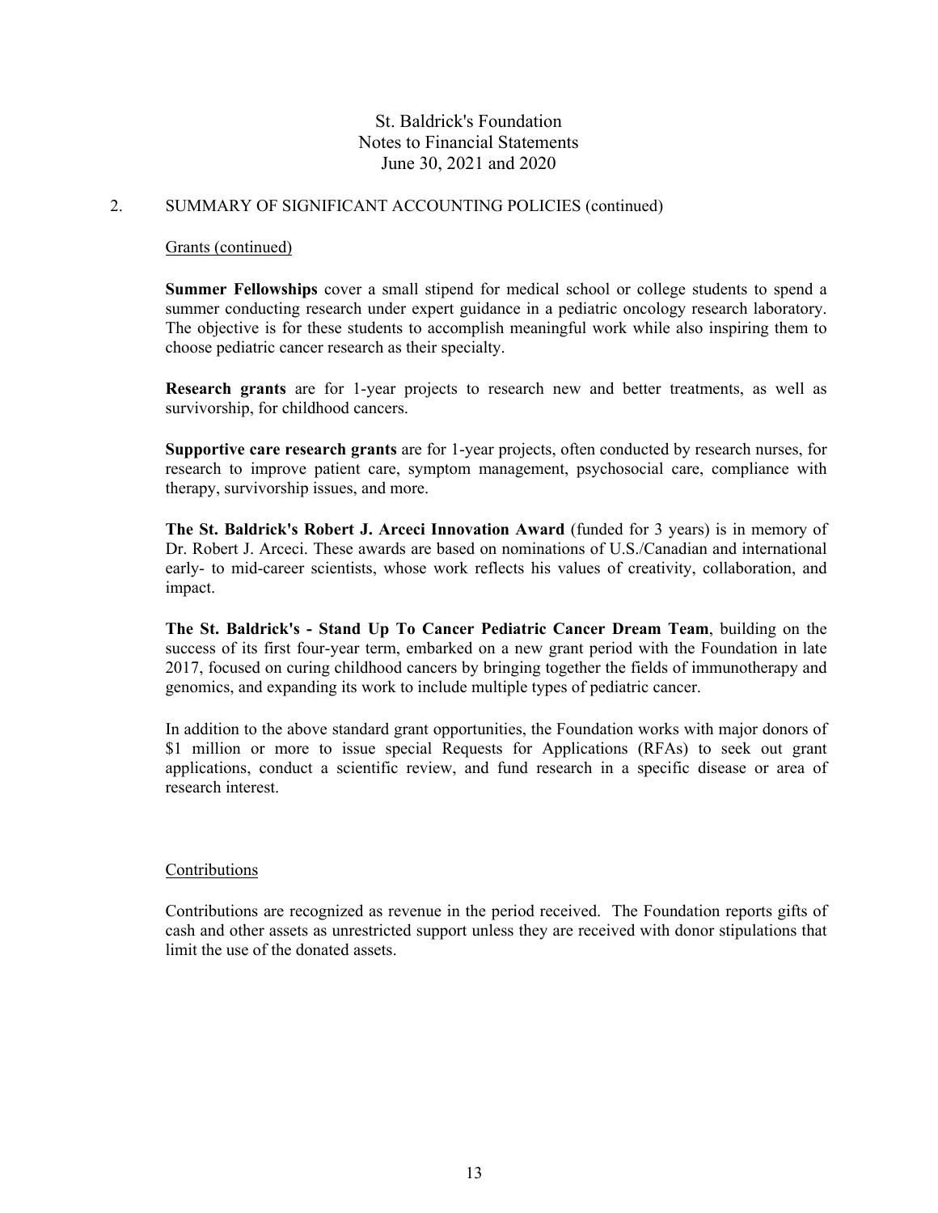## 2. SUMMARY OF SIGNIFICANT ACCOUNTING POLICIES (continued)

### Grants (continued)

**Summer Fellowships** cover a small stipend for medical school or college students to spend a summer conducting research under expert guidance in a pediatric oncology research laboratory. The objective is for these students to accomplish meaningful work while also inspiring them to choose pediatric cancer research as their specialty.

**Research grants** are for 1-year projects to research new and better treatments, as well as survivorship, for childhood cancers.

**Supportive care research grants** are for 1-year projects, often conducted by research nurses, for research to improve patient care, symptom management, psychosocial care, compliance with therapy, survivorship issues, and more.

**The St. Baldrick's Robert J. Arceci Innovation Award** (funded for 3 years) is in memory of Dr. Robert J. Arceci. These awards are based on nominations of U.S./Canadian and international early- to mid-career scientists, whose work reflects his values of creativity, collaboration, and impact.

**The St. Baldrick's - Stand Up To Cancer Pediatric Cancer Dream Team**, building on the success of its first four-year term, embarked on a new grant period with the Foundation in late 2017, focused on curing childhood cancers by bringing together the fields of immunotherapy and genomics, and expanding its work to include multiple types of pediatric cancer.

In addition to the above standard grant opportunities, the Foundation works with major donors of $1 million or more to issue special Requests for Applications (RFAs) to seek out grant applications, conduct a scientific review, and fund research in a specific disease or area of research interest.

### Contributions

Contributions are recognized as revenue in the period received. The Foundation reports gifts of cash and other assets as unrestricted support unless they are received with donor stipulations that limit the use of the donated assets.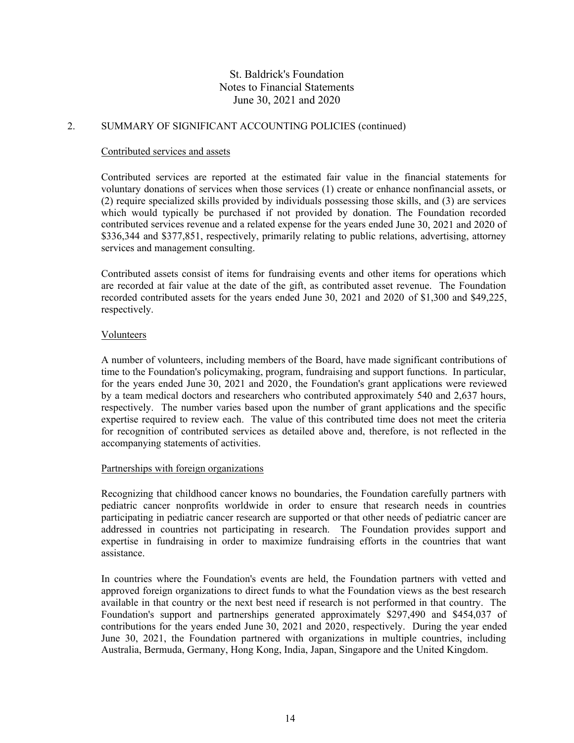## 2. SUMMARY OF SIGNIFICANT ACCOUNTING POLICIES (continued)

### Contributed services and assets

Contributed services are reported at the estimated fair value in the financial statements for voluntary donations of services when those services (1) create or enhance nonfinancial assets, or (2) require specialized skills provided by individuals possessing those skills, and (3) are services which would typically be purchased if not provided by donation. The Foundation recorded contributed services revenue and a related expense for the years ended June 30, 2021 and 2020 of $336,344 and $377,851, respectively, primarily relating to public relations, advertising, attorney services and management consulting.

Contributed assets consist of items for fundraising events and other items for operations which are recorded at fair value at the date of the gift, as contributed asset revenue. The Foundation recorded contributed assets for the years ended June 30, 2021 and 2020 of $1,300 and $49,225, respectively.

### Volunteers

A number of volunteers, including members of the Board, have made significant contributions of time to the Foundation's policymaking, program, fundraising and support functions. In particular, for the years ended June 30, 2021 and 2020, the Foundation's grant applications were reviewed by a team medical doctors and researchers who contributed approximately 540 and 2,637 hours, respectively. The number varies based upon the number of grant applications and the specific expertise required to review each. The value of this contributed time does not meet the criteria for recognition of contributed services as detailed above and, therefore, is not reflected in the accompanying statements of activities.

### Partnerships with foreign organizations

Recognizing that childhood cancer knows no boundaries, the Foundation carefully partners with pediatric cancer nonprofits worldwide in order to ensure that research needs in countries participating in pediatric cancer research are supported or that other needs of pediatric cancer are addressed in countries not participating in research. The Foundation provides support and expertise in fundraising in order to maximize fundraising efforts in the countries that want assistance.

In countries where the Foundation's events are held, the Foundation partners with vetted and approved foreign organizations to direct funds to what the Foundation views as the best research available in that country or the next best need if research is not performed in that country. The Foundation's support and partnerships generated approximately $297,490 and $454,037 of contributions for the years ended June 30, 2021 and 2020, respectively. During the year ended June 30, 2021, the Foundation partnered with organizations in multiple countries, including Australia, Bermuda, Germany, Hong Kong, India, Japan, Singapore and the United Kingdom.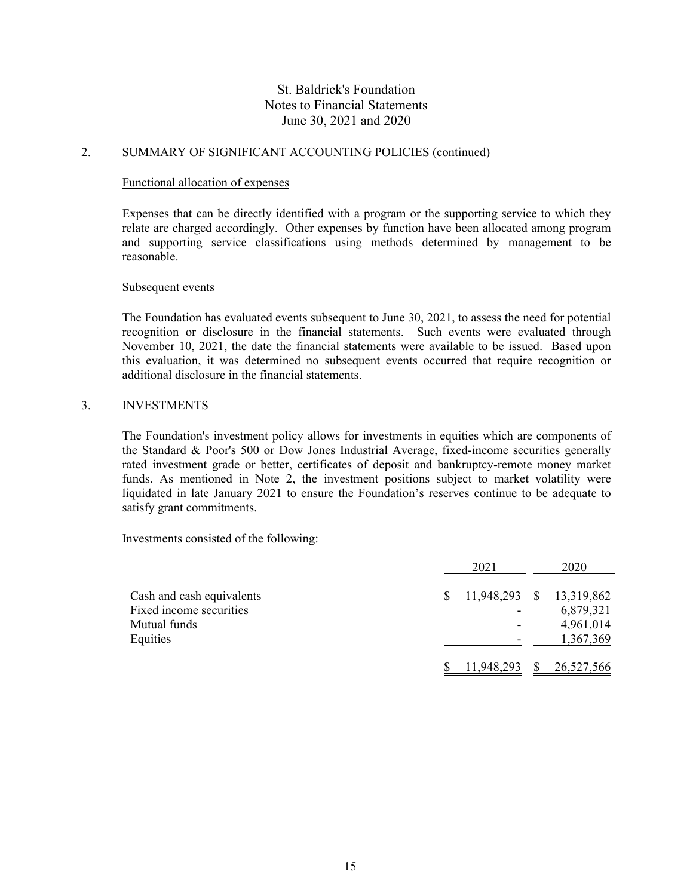St. Baldrick's Foundation
Notes to Financial Statements
June 30, 2021 and 2020

## 2. SUMMARY OF SIGNIFICANT ACCOUNTING POLICIES (continued)

### Functional allocation of expenses

Expenses that can be directly identified with a program or the supporting service to which they relate are charged accordingly. Other expenses by function have been allocated among program and supporting service classifications using methods determined by management to be reasonable.

### Subsequent events

The Foundation has evaluated events subsequent to June 30, 2021, to assess the need for potential recognition or disclosure in the financial statements. Such events were evaluated through November 10, 2021, the date the financial statements were available to be issued. Based upon this evaluation, it was determined no subsequent events occurred that require recognition or additional disclosure in the financial statements.

## 3. INVESTMENTS

The Foundation's investment policy allows for investments in equities which are components of the Standard & Poor's 500 or Dow Jones Industrial Average, fixed-income securities generally rated investment grade or better, certificates of deposit and bankruptcy-remote money market funds. As mentioned in Note 2, the investment positions subject to market volatility were liquidated in late January 2021 to ensure the Foundation's reserves continue to be adequate to satisfy grant commitments.

Investments consisted of the following:

| | 2021 | 2020 |
|---|---|---|
| Cash and cash equivalents | $ 11,948,293 | $ 13,319,862 |
| Fixed income securities | - | 6,879,321 |
| Mutual funds | - | 4,961,014 |
| Equities | - | 1,367,369 |
| | $ 11,948,293 | $ 26,527,566 |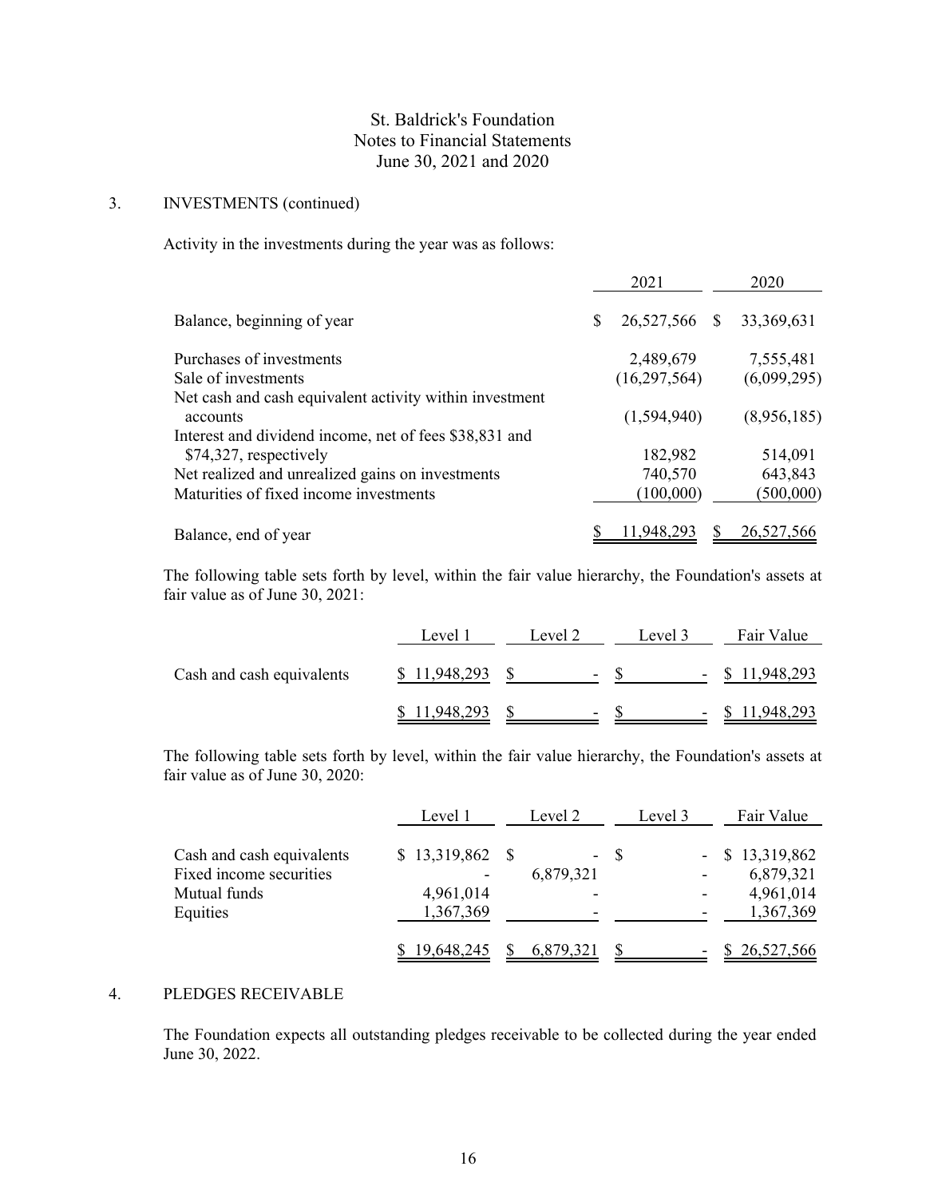St. Baldrick's Foundation
Notes to Financial Statements
June 30, 2021 and 2020

## 3. INVESTMENTS (continued)

Activity in the investments during the year was as follows:

| | 2021 | 2020 |
|---|---|---|
| Balance, beginning of year | $ 26,527,566 | $ 33,369,631 |
| Purchases of investments | 2,489,679 | 7,555,481 |
| Sale of investments | (16,297,564) | (6,099,295) |
| Net cash and cash equivalent activity within investment accounts | (1,594,940) | (8,956,185) |
| Interest and dividend income, net of fees $38,831 and $74,327, respectively | 182,982 | 514,091 |
| Net realized and unrealized gains on investments | 740,570 | 643,843 |
| Maturities of fixed income investments | (100,000) | (500,000) |
| Balance, end of year | $ 11,948,293 | $ 26,527,566 |

The following table sets forth by level, within the fair value hierarchy, the Foundation's assets at fair value as of June 30, 2021:

| | Level 1 | Level 2 | Level 3 | Fair Value |
|---|---|---|---|---|
| Cash and cash equivalents | $ 11,948,293 | $ - | $ - | $ 11,948,293 |
| | $ 11,948,293 | $ - | $ - | $ 11,948,293 |

The following table sets forth by level, within the fair value hierarchy, the Foundation's assets at fair value as of June 30, 2020:

| | Level 1 | Level 2 | Level 3 | Fair Value |
|---|---|---|---|---|
| Cash and cash equivalents | $ 13,319,862 | $ - | $ - | $ 13,319,862 |
| Fixed income securities | - | 6,879,321 | - | 6,879,321 |
| Mutual funds | 4,961,014 | - | - | 4,961,014 |
| Equities | 1,367,369 | - | - | 1,367,369 |
| | $ 19,648,245 | $ 6,879,321 | $ - | $ 26,527,566 |

## 4. PLEDGES RECEIVABLE

The Foundation expects all outstanding pledges receivable to be collected during the year ended June 30, 2022.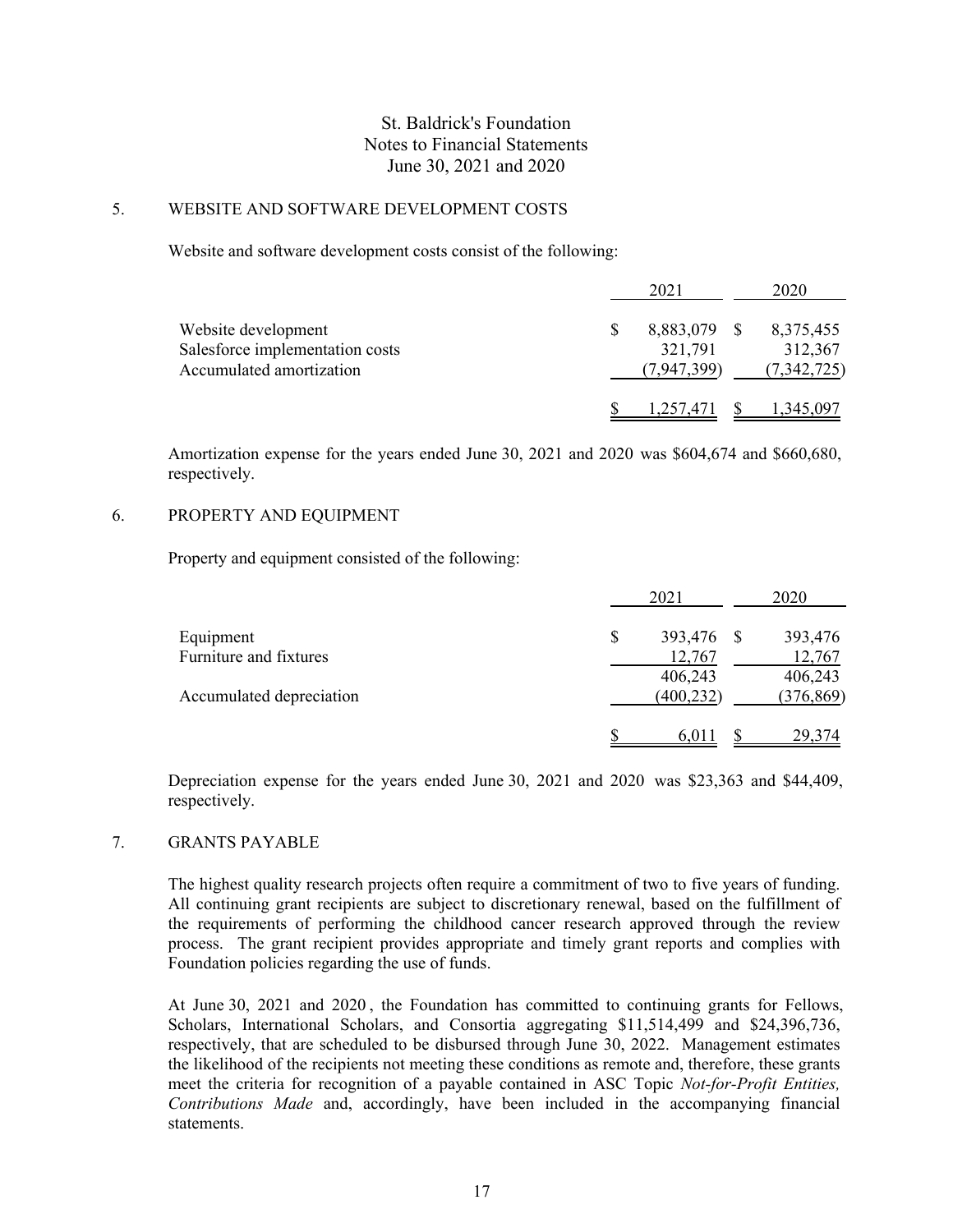St. Baldrick's Foundation
Notes to Financial Statements
June 30, 2021 and 2020

## 5. WEBSITE AND SOFTWARE DEVELOPMENT COSTS

Website and software development costs consist of the following:

| | 2021 | 2020 |
|---|---|---|
| Website development | $ 8,883,079 | $ 8,375,455 |
| Salesforce implementation costs | 321,791 | 312,367 |
| Accumulated amortization | (7,947,399) | (7,342,725) |
| | $ 1,257,471 | $ 1,345,097 |

Amortization expense for the years ended June 30, 2021 and 2020 was $604,674 and $660,680, respectively.

## 6. PROPERTY AND EQUIPMENT

Property and equipment consisted of the following:

| | 2021 | 2020 |
|---|---|---|
| Equipment | $ 393,476 | $ 393,476 |
| Furniture and fixtures | 12,767 | 12,767 |
| | 406,243 | 406,243 |
| Accumulated depreciation | (400,232) | (376,869) |
| | $ 6,011 | $ 29,374 |

Depreciation expense for the years ended June 30, 2021 and 2020 was $23,363 and $44,409, respectively.

## 7. GRANTS PAYABLE

The highest quality research projects often require a commitment of two to five years of funding. All continuing grant recipients are subject to discretionary renewal, based on the fulfillment of the requirements of performing the childhood cancer research approved through the review process. The grant recipient provides appropriate and timely grant reports and complies with Foundation policies regarding the use of funds.

At June 30, 2021 and 2020, the Foundation has committed to continuing grants for Fellows, Scholars, International Scholars, and Consortia aggregating $11,514,499 and $24,396,736, respectively, that are scheduled to be disbursed through June 30, 2022. Management estimates the likelihood of the recipients not meeting these conditions as remote and, therefore, these grants meet the criteria for recognition of a payable contained in ASC Topic *Not-for-Profit Entities, Contributions Made* and, accordingly, have been included in the accompanying financial statements.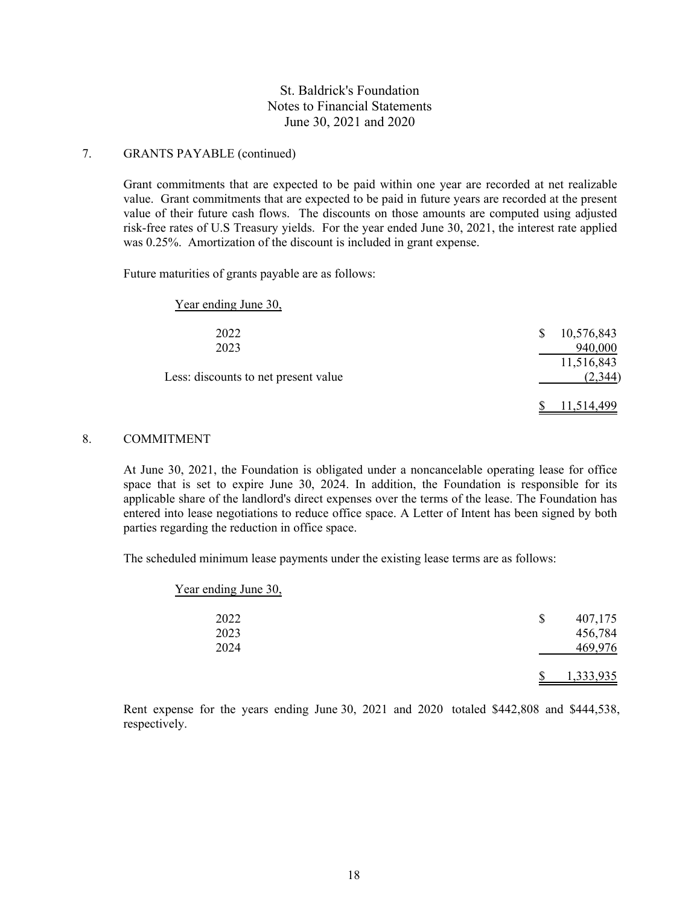St. Baldrick's Foundation
Notes to Financial Statements
June 30, 2021 and 2020

## 7. GRANTS PAYABLE (continued)

Grant commitments that are expected to be paid within one year are recorded at net realizable value. Grant commitments that are expected to be paid in future years are recorded at the present value of their future cash flows. The discounts on those amounts are computed using adjusted risk-free rates of U.S Treasury yields. For the year ended June 30, 2021, the interest rate applied was 0.25%. Amortization of the discount is included in grant expense.

Future maturities of grants payable are as follows:

| Year ending June 30, | |
|---|---|
| 2022 | $ 10,576,843 |
| 2023 | 940,000 |
| | 11,516,843 |
| Less: discounts to net present value | (2,344) |
| | $ 11,514,499 |

## 8. COMMITMENT

At June 30, 2021, the Foundation is obligated under a noncancelable operating lease for office space that is set to expire June 30, 2024. In addition, the Foundation is responsible for its applicable share of the landlord's direct expenses over the terms of the lease. The Foundation has entered into lease negotiations to reduce office space. A Letter of Intent has been signed by both parties regarding the reduction in office space.

The scheduled minimum lease payments under the existing lease terms are as follows:

| Year ending June 30, | |
|---|---|
| 2022 | $ 407,175 |
| 2023 | 456,784 |
| 2024 | 469,976 |
| | $ 1,333,935 |

Rent expense for the years ending June 30, 2021 and 2020 totaled $442,808 and $444,538, respectively.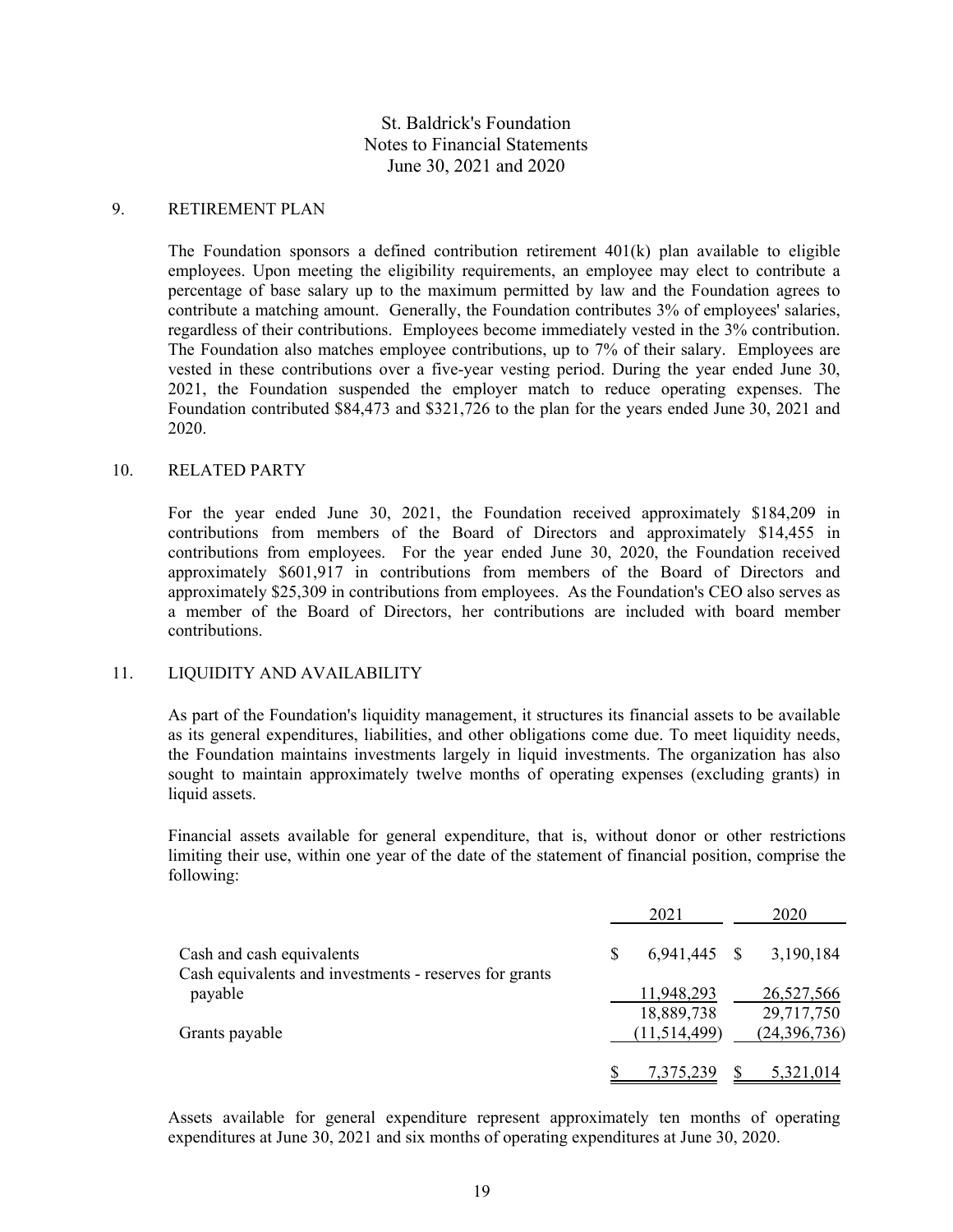St. Baldrick's Foundation
Notes to Financial Statements
June 30, 2021 and 2020

## 9. RETIREMENT PLAN

The Foundation sponsors a defined contribution retirement 401(k) plan available to eligible employees. Upon meeting the eligibility requirements, an employee may elect to contribute a percentage of base salary up to the maximum permitted by law and the Foundation agrees to contribute a matching amount. Generally, the Foundation contributes 3% of employees' salaries, regardless of their contributions. Employees become immediately vested in the 3% contribution. The Foundation also matches employee contributions, up to 7% of their salary. Employees are vested in these contributions over a five-year vesting period. During the year ended June 30, 2021, the Foundation suspended the employer match to reduce operating expenses. The Foundation contributed $84,473 and $321,726 to the plan for the years ended June 30, 2021 and 2020.

## 10. RELATED PARTY

For the year ended June 30, 2021, the Foundation received approximately $184,209 in contributions from members of the Board of Directors and approximately $14,455 in contributions from employees. For the year ended June 30, 2020, the Foundation received approximately $601,917 in contributions from members of the Board of Directors and approximately $25,309 in contributions from employees. As the Foundation's CEO also serves as a member of the Board of Directors, her contributions are included with board member contributions.

## 11. LIQUIDITY AND AVAILABILITY

As part of the Foundation's liquidity management, it structures its financial assets to be available as its general expenditures, liabilities, and other obligations come due. To meet liquidity needs, the Foundation maintains investments largely in liquid investments. The organization has also sought to maintain approximately twelve months of operating expenses (excluding grants) in liquid assets.

Financial assets available for general expenditure, that is, without donor or other restrictions limiting their use, within one year of the date of the statement of financial position, comprise the following:

| | 2021 | 2020 |
|---|---|---|
| Cash and cash equivalents | $ 6,941,445 | $ 3,190,184 |
| Cash equivalents and investments - reserves for grants payable | 11,948,293 | 26,527,566 |
| | 18,889,738 | 29,717,750 |
| Grants payable | (11,514,499) | (24,396,736) |
| | $ 7,375,239 | $ 5,321,014 |

Assets available for general expenditure represent approximately ten months of operating expenditures at June 30, 2021 and six months of operating expenditures at June 30, 2020.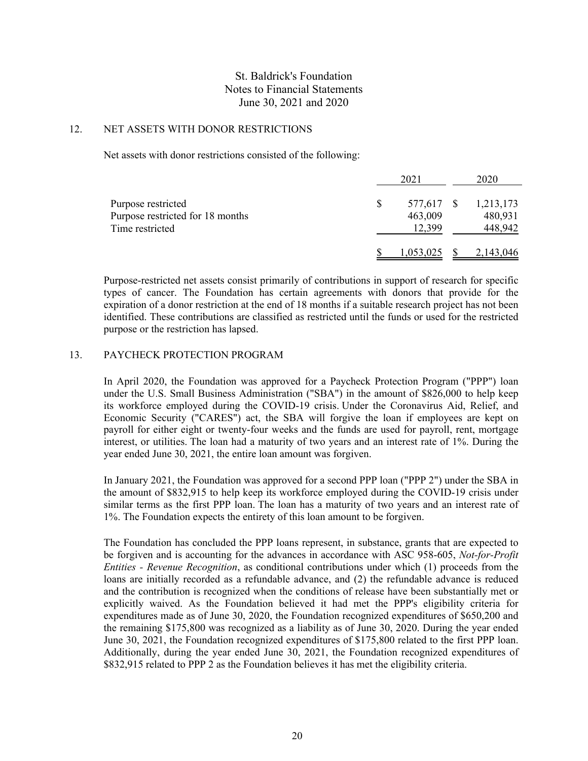St. Baldrick's Foundation
Notes to Financial Statements
June 30, 2021 and 2020

## 12. NET ASSETS WITH DONOR RESTRICTIONS

Net assets with donor restrictions consisted of the following:

| | 2021 | 2020 |
|---|---|---|
| Purpose restricted | $ 577,617 | $ 1,213,173 |
| Purpose restricted for 18 months | 463,009 | 480,931 |
| Time restricted | 12,399 | 448,942 |
| | $ 1,053,025 | $ 2,143,046 |

Purpose-restricted net assets consist primarily of contributions in support of research for specific types of cancer. The Foundation has certain agreements with donors that provide for the expiration of a donor restriction at the end of 18 months if a suitable research project has not been identified. These contributions are classified as restricted until the funds or used for the restricted purpose or the restriction has lapsed.

## 13. PAYCHECK PROTECTION PROGRAM

In April 2020, the Foundation was approved for a Paycheck Protection Program ("PPP") loan under the U.S. Small Business Administration ("SBA") in the amount of $826,000 to help keep its workforce employed during the COVID-19 crisis. Under the Coronavirus Aid, Relief, and Economic Security ("CARES") act, the SBA will forgive the loan if employees are kept on payroll for either eight or twenty-four weeks and the funds are used for payroll, rent, mortgage interest, or utilities. The loan had a maturity of two years and an interest rate of 1%. During the year ended June 30, 2021, the entire loan amount was forgiven.

In January 2021, the Foundation was approved for a second PPP loan ("PPP 2") under the SBA in the amount of $832,915 to help keep its workforce employed during the COVID-19 crisis under similar terms as the first PPP loan. The loan has a maturity of two years and an interest rate of 1%. The Foundation expects the entirety of this loan amount to be forgiven.

The Foundation has concluded the PPP loans represent, in substance, grants that are expected to be forgiven and is accounting for the advances in accordance with ASC 958-605, *Not-for-Profit Entities - Revenue Recognition*, as conditional contributions under which (1) proceeds from the loans are initially recorded as a refundable advance, and (2) the refundable advance is reduced and the contribution is recognized when the conditions of release have been substantially met or explicitly waived. As the Foundation believed it had met the PPP's eligibility criteria for expenditures made as of June 30, 2020, the Foundation recognized expenditures of $650,200 and the remaining $175,800 was recognized as a liability as of June 30, 2020. During the year ended June 30, 2021, the Foundation recognized expenditures of $175,800 related to the first PPP loan. Additionally, during the year ended June 30, 2021, the Foundation recognized expenditures of $832,915 related to PPP 2 as the Foundation believes it has met the eligibility criteria.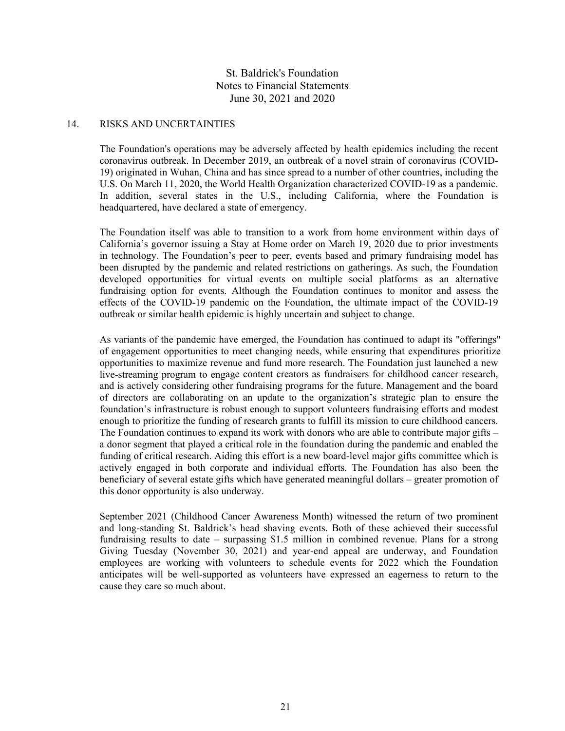## 14. RISKS AND UNCERTAINTIES

The Foundation's operations may be adversely affected by health epidemics including the recent coronavirus outbreak. In December 2019, an outbreak of a novel strain of coronavirus (COVID-19) originated in Wuhan, China and has since spread to a number of other countries, including the U.S. On March 11, 2020, the World Health Organization characterized COVID-19 as a pandemic. In addition, several states in the U.S., including California, where the Foundation is headquartered, have declared a state of emergency.

The Foundation itself was able to transition to a work from home environment within days of California's governor issuing a Stay at Home order on March 19, 2020 due to prior investments in technology. The Foundation's peer to peer, events based and primary fundraising model has been disrupted by the pandemic and related restrictions on gatherings. As such, the Foundation developed opportunities for virtual events on multiple social platforms as an alternative fundraising option for events. Although the Foundation continues to monitor and assess the effects of the COVID-19 pandemic on the Foundation, the ultimate impact of the COVID-19 outbreak or similar health epidemic is highly uncertain and subject to change.

As variants of the pandemic have emerged, the Foundation has continued to adapt its "offerings" of engagement opportunities to meet changing needs, while ensuring that expenditures prioritize opportunities to maximize revenue and fund more research. The Foundation just launched a new live-streaming program to engage content creators as fundraisers for childhood cancer research, and is actively considering other fundraising programs for the future. Management and the board of directors are collaborating on an update to the organization's strategic plan to ensure the foundation's infrastructure is robust enough to support volunteers fundraising efforts and modest enough to prioritize the funding of research grants to fulfill its mission to cure childhood cancers. The Foundation continues to expand its work with donors who are able to contribute major gifts – a donor segment that played a critical role in the foundation during the pandemic and enabled the funding of critical research. Aiding this effort is a new board-level major gifts committee which is actively engaged in both corporate and individual efforts. The Foundation has also been the beneficiary of several estate gifts which have generated meaningful dollars – greater promotion of this donor opportunity is also underway.

September 2021 (Childhood Cancer Awareness Month) witnessed the return of two prominent and long-standing St. Baldrick's head shaving events. Both of these achieved their successful fundraising results to date – surpassing $1.5 million in combined revenue. Plans for a strong Giving Tuesday (November 30, 2021) and year-end appeal are underway, and Foundation employees are working with volunteers to schedule events for 2022 which the Foundation anticipates will be well-supported as volunteers have expressed an eagerness to return to the cause they care so much about.